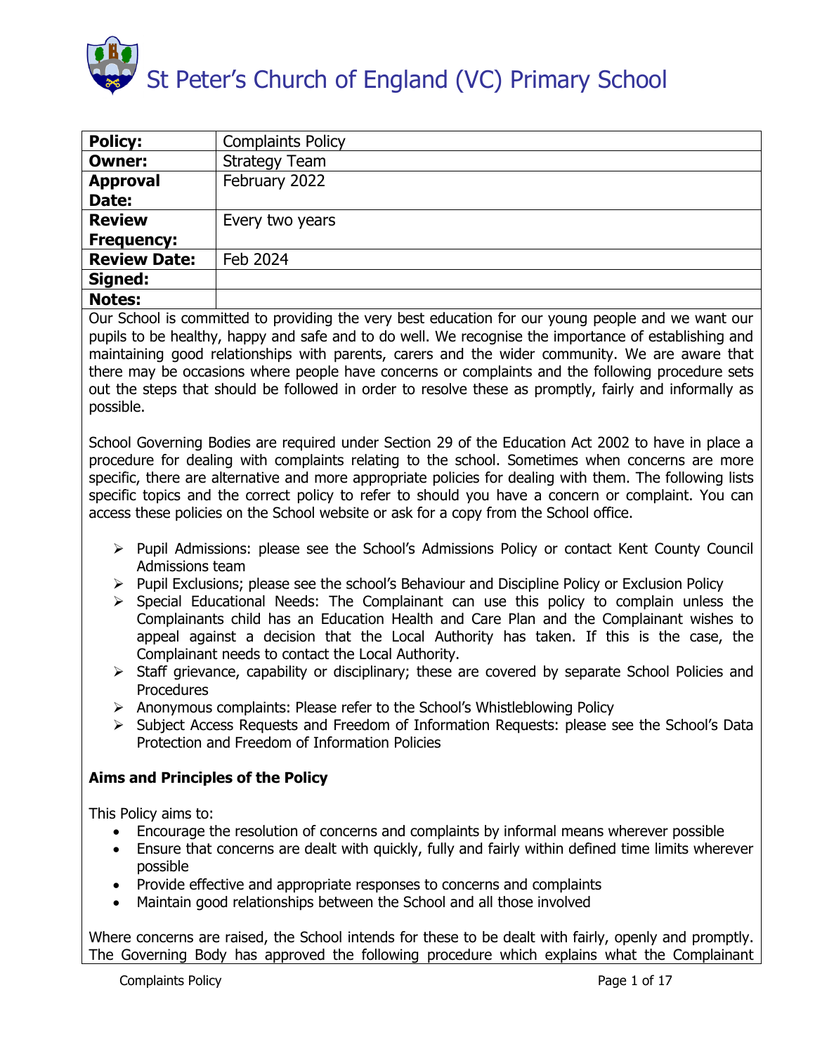# St Peter's Church of England (VC) Primary School

| **Policy:** | Complaints Policy |
|---|---|
| **Owner:** | Strategy Team |
| **Approval Date:** | February 2022 |
| **Review Frequency:** | Every two years |
| **Review Date:** | Feb 2024 |
| **Signed:** | |
| **Notes:** | |

Our School is committed to providing the very best education for our young people and we want our pupils to be healthy, happy and safe and to do well. We recognise the importance of establishing and maintaining good relationships with parents, carers and the wider community. We are aware that there may be occasions where people have concerns or complaints and the following procedure sets out the steps that should be followed in order to resolve these as promptly, fairly and informally as possible.

School Governing Bodies are required under Section 29 of the Education Act 2002 to have in place a procedure for dealing with complaints relating to the school. Sometimes when concerns are more specific, there are alternative and more appropriate policies for dealing with them. The following lists specific topics and the correct policy to refer to should you have a concern or complaint. You can access these policies on the School website or ask for a copy from the School office.

- Pupil Admissions: please see the School's Admissions Policy or contact Kent County Council Admissions team
- Pupil Exclusions; please see the school's Behaviour and Discipline Policy or Exclusion Policy
- Special Educational Needs: The Complainant can use this policy to complain unless the Complainants child has an Education Health and Care Plan and the Complainant wishes to appeal against a decision that the Local Authority has taken. If this is the case, the Complainant needs to contact the Local Authority.
- Staff grievance, capability or disciplinary; these are covered by separate School Policies and Procedures
- Anonymous complaints: Please refer to the School's Whistleblowing Policy
- Subject Access Requests and Freedom of Information Requests: please see the School's Data Protection and Freedom of Information Policies

**Aims and Principles of the Policy**

This Policy aims to:

- Encourage the resolution of concerns and complaints by informal means wherever possible
- Ensure that concerns are dealt with quickly, fully and fairly within defined time limits wherever possible
- Provide effective and appropriate responses to concerns and complaints
- Maintain good relationships between the School and all those involved

Where concerns are raised, the School intends for these to be dealt with fairly, openly and promptly. The Governing Body has approved the following procedure which explains what the Complainant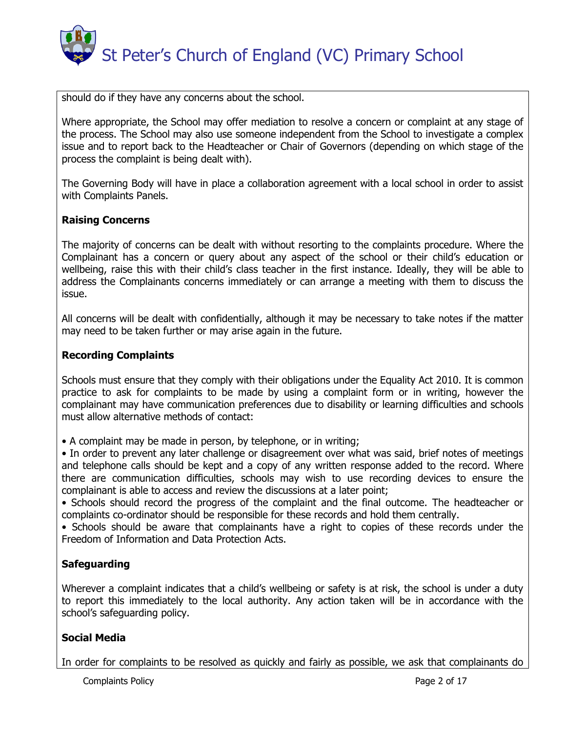should do if they have any concerns about the school.

Where appropriate, the School may offer mediation to resolve a concern or complaint at any stage of the process. The School may also use someone independent from the School to investigate a complex issue and to report back to the Headteacher or Chair of Governors (depending on which stage of the process the complaint is being dealt with).

The Governing Body will have in place a collaboration agreement with a local school in order to assist with Complaints Panels.

**Raising Concerns**

The majority of concerns can be dealt with without resorting to the complaints procedure. Where the Complainant has a concern or query about any aspect of the school or their child's education or wellbeing, raise this with their child's class teacher in the first instance. Ideally, they will be able to address the Complainants concerns immediately or can arrange a meeting with them to discuss the issue.

All concerns will be dealt with confidentially, although it may be necessary to take notes if the matter may need to be taken further or may arise again in the future.

**Recording Complaints**

Schools must ensure that they comply with their obligations under the Equality Act 2010. It is common practice to ask for complaints to be made by using a complaint form or in writing, however the complainant may have communication preferences due to disability or learning difficulties and schools must allow alternative methods of contact:

- A complaint may be made in person, by telephone, or in writing;
- In order to prevent any later challenge or disagreement over what was said, brief notes of meetings and telephone calls should be kept and a copy of any written response added to the record. Where there are communication difficulties, schools may wish to use recording devices to ensure the complainant is able to access and review the discussions at a later point;
- Schools should record the progress of the complaint and the final outcome. The headteacher or complaints co-ordinator should be responsible for these records and hold them centrally.
- Schools should be aware that complainants have a right to copies of these records under the Freedom of Information and Data Protection Acts.

**Safeguarding**

Wherever a complaint indicates that a child's wellbeing or safety is at risk, the school is under a duty to report this immediately to the local authority. Any action taken will be in accordance with the school's safeguarding policy.

**Social Media**

In order for complaints to be resolved as quickly and fairly as possible, we ask that complainants do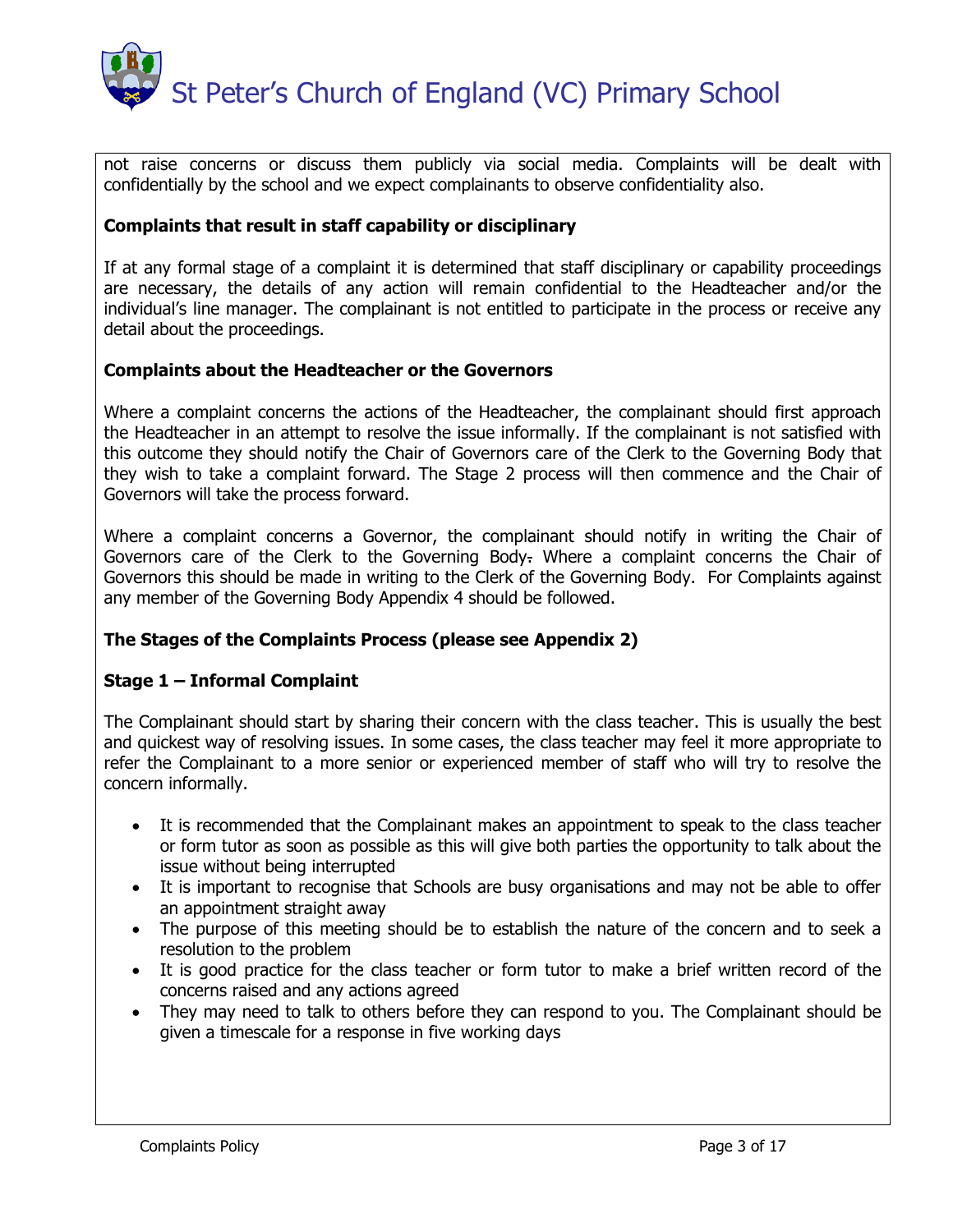not raise concerns or discuss them publicly via social media. Complaints will be dealt with confidentially by the school and we expect complainants to observe confidentiality also.

**Complaints that result in staff capability or disciplinary**

If at any formal stage of a complaint it is determined that staff disciplinary or capability proceedings are necessary, the details of any action will remain confidential to the Headteacher and/or the individual's line manager. The complainant is not entitled to participate in the process or receive any detail about the proceedings.

**Complaints about the Headteacher or the Governors**

Where a complaint concerns the actions of the Headteacher, the complainant should first approach the Headteacher in an attempt to resolve the issue informally. If the complainant is not satisfied with this outcome they should notify the Chair of Governors care of the Clerk to the Governing Body that they wish to take a complaint forward. The Stage 2 process will then commence and the Chair of Governors will take the process forward.

Where a complaint concerns a Governor, the complainant should notify in writing the Chair of Governors care of the Clerk to the Governing Body. Where a complaint concerns the Chair of Governors this should be made in writing to the Clerk of the Governing Body. For Complaints against any member of the Governing Body Appendix 4 should be followed.

**The Stages of the Complaints Process (please see Appendix 2)**

**Stage 1 – Informal Complaint**

The Complainant should start by sharing their concern with the class teacher. This is usually the best and quickest way of resolving issues. In some cases, the class teacher may feel it more appropriate to refer the Complainant to a more senior or experienced member of staff who will try to resolve the concern informally.

- It is recommended that the Complainant makes an appointment to speak to the class teacher or form tutor as soon as possible as this will give both parties the opportunity to talk about the issue without being interrupted
- It is important to recognise that Schools are busy organisations and may not be able to offer an appointment straight away
- The purpose of this meeting should be to establish the nature of the concern and to seek a resolution to the problem
- It is good practice for the class teacher or form tutor to make a brief written record of the concerns raised and any actions agreed
- They may need to talk to others before they can respond to you. The Complainant should be given a timescale for a response in five working days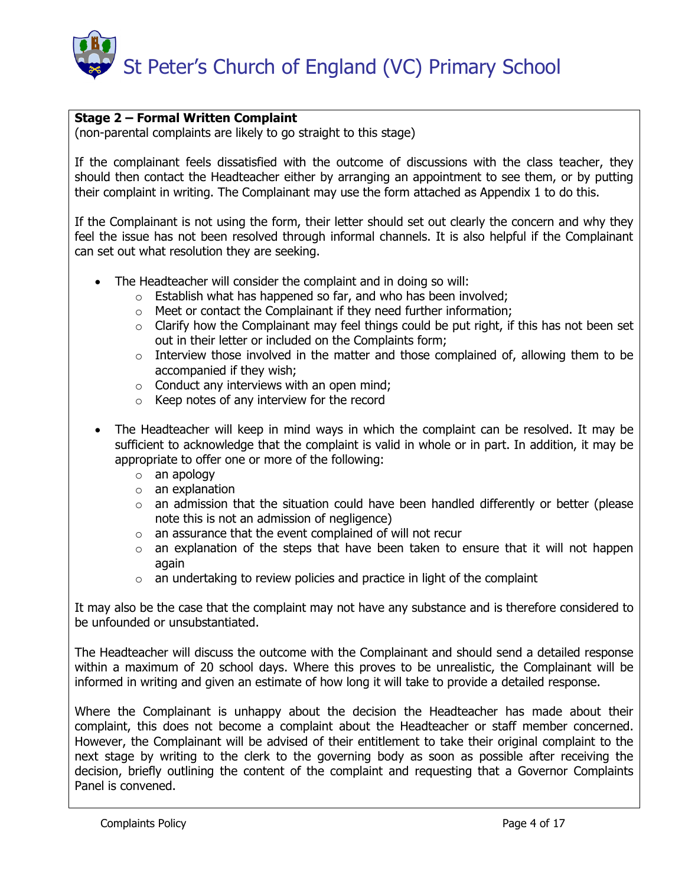**Stage 2 – Formal Written Complaint**
(non-parental complaints are likely to go straight to this stage)

If the complainant feels dissatisfied with the outcome of discussions with the class teacher, they should then contact the Headteacher either by arranging an appointment to see them, or by putting their complaint in writing. The Complainant may use the form attached as Appendix 1 to do this.

If the Complainant is not using the form, their letter should set out clearly the concern and why they feel the issue has not been resolved through informal channels. It is also helpful if the Complainant can set out what resolution they are seeking.

- The Headteacher will consider the complaint and in doing so will:
  - Establish what has happened so far, and who has been involved;
  - Meet or contact the Complainant if they need further information;
  - Clarify how the Complainant may feel things could be put right, if this has not been set out in their letter or included on the Complaints form;
  - Interview those involved in the matter and those complained of, allowing them to be accompanied if they wish;
  - Conduct any interviews with an open mind;
  - Keep notes of any interview for the record
- The Headteacher will keep in mind ways in which the complaint can be resolved. It may be sufficient to acknowledge that the complaint is valid in whole or in part. In addition, it may be appropriate to offer one or more of the following:
  - an apology
  - an explanation
  - an admission that the situation could have been handled differently or better (please note this is not an admission of negligence)
  - an assurance that the event complained of will not recur
  - an explanation of the steps that have been taken to ensure that it will not happen again
  - an undertaking to review policies and practice in light of the complaint

It may also be the case that the complaint may not have any substance and is therefore considered to be unfounded or unsubstantiated.

The Headteacher will discuss the outcome with the Complainant and should send a detailed response within a maximum of 20 school days. Where this proves to be unrealistic, the Complainant will be informed in writing and given an estimate of how long it will take to provide a detailed response.

Where the Complainant is unhappy about the decision the Headteacher has made about their complaint, this does not become a complaint about the Headteacher or staff member concerned. However, the Complainant will be advised of their entitlement to take their original complaint to the next stage by writing to the clerk to the governing body as soon as possible after receiving the decision, briefly outlining the content of the complaint and requesting that a Governor Complaints Panel is convened.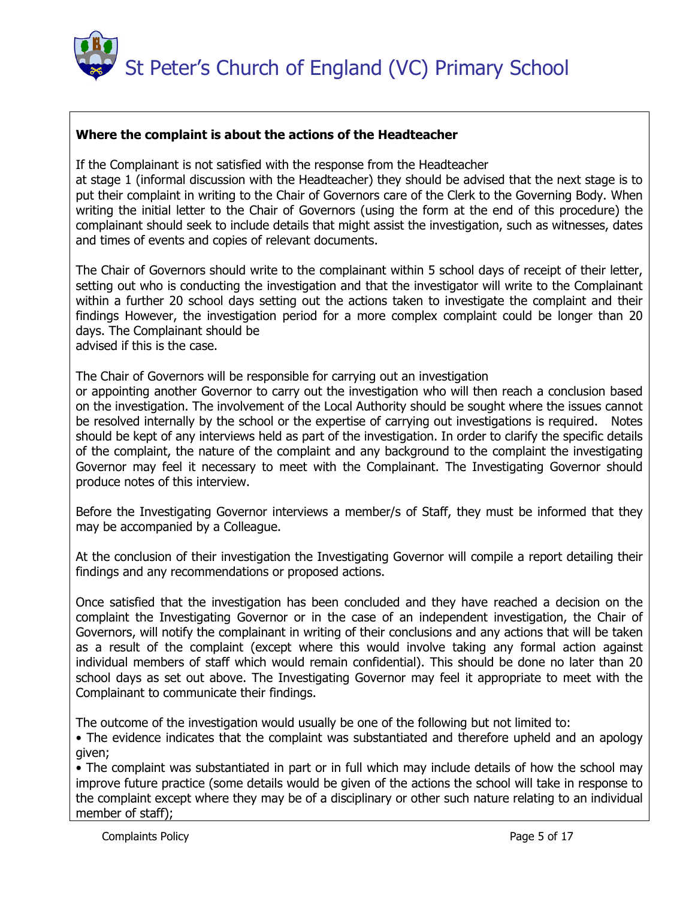**Where the complaint is about the actions of the Headteacher**

If the Complainant is not satisfied with the response from the Headteacher at stage 1 (informal discussion with the Headteacher) they should be advised that the next stage is to put their complaint in writing to the Chair of Governors care of the Clerk to the Governing Body. When writing the initial letter to the Chair of Governors (using the form at the end of this procedure) the complainant should seek to include details that might assist the investigation, such as witnesses, dates and times of events and copies of relevant documents.

The Chair of Governors should write to the complainant within 5 school days of receipt of their letter, setting out who is conducting the investigation and that the investigator will write to the Complainant within a further 20 school days setting out the actions taken to investigate the complaint and their findings However, the investigation period for a more complex complaint could be longer than 20 days. The Complainant should be advised if this is the case.

The Chair of Governors will be responsible for carrying out an investigation or appointing another Governor to carry out the investigation who will then reach a conclusion based on the investigation. The involvement of the Local Authority should be sought where the issues cannot be resolved internally by the school or the expertise of carrying out investigations is required. Notes should be kept of any interviews held as part of the investigation. In order to clarify the specific details of the complaint, the nature of the complaint and any background to the complaint the investigating Governor may feel it necessary to meet with the Complainant. The Investigating Governor should produce notes of this interview.

Before the Investigating Governor interviews a member/s of Staff, they must be informed that they may be accompanied by a Colleague.

At the conclusion of their investigation the Investigating Governor will compile a report detailing their findings and any recommendations or proposed actions.

Once satisfied that the investigation has been concluded and they have reached a decision on the complaint the Investigating Governor or in the case of an independent investigation, the Chair of Governors, will notify the complainant in writing of their conclusions and any actions that will be taken as a result of the complaint (except where this would involve taking any formal action against individual members of staff which would remain confidential). This should be done no later than 20 school days as set out above. The Investigating Governor may feel it appropriate to meet with the Complainant to communicate their findings.

The outcome of the investigation would usually be one of the following but not limited to:

- The evidence indicates that the complaint was substantiated and therefore upheld and an apology given;
- The complaint was substantiated in part or in full which may include details of how the school may improve future practice (some details would be given of the actions the school will take in response to the complaint except where they may be of a disciplinary or other such nature relating to an individual member of staff);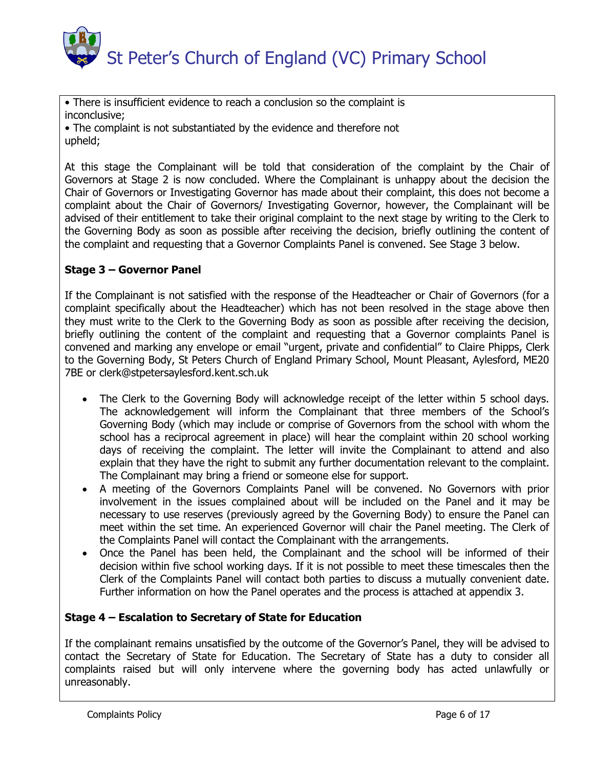• There is insufficient evidence to reach a conclusion so the complaint is inconclusive;
• The complaint is not substantiated by the evidence and therefore not upheld;

At this stage the Complainant will be told that consideration of the complaint by the Chair of Governors at Stage 2 is now concluded. Where the Complainant is unhappy about the decision the Chair of Governors or Investigating Governor has made about their complaint, this does not become a complaint about the Chair of Governors/ Investigating Governor, however, the Complainant will be advised of their entitlement to take their original complaint to the next stage by writing to the Clerk to the Governing Body as soon as possible after receiving the decision, briefly outlining the content of the complaint and requesting that a Governor Complaints Panel is convened. See Stage 3 below.

**Stage 3 – Governor Panel**

If the Complainant is not satisfied with the response of the Headteacher or Chair of Governors (for a complaint specifically about the Headteacher) which has not been resolved in the stage above then they must write to the Clerk to the Governing Body as soon as possible after receiving the decision, briefly outlining the content of the complaint and requesting that a Governor complaints Panel is convened and marking any envelope or email "urgent, private and confidential" to Claire Phipps, Clerk to the Governing Body, St Peters Church of England Primary School, Mount Pleasant, Aylesford, ME20 7BE or clerk@stpetersaylesford.kent.sch.uk

- The Clerk to the Governing Body will acknowledge receipt of the letter within 5 school days. The acknowledgement will inform the Complainant that three members of the School's Governing Body (which may include or comprise of Governors from the school with whom the school has a reciprocal agreement in place) will hear the complaint within 20 school working days of receiving the complaint. The letter will invite the Complainant to attend and also explain that they have the right to submit any further documentation relevant to the complaint. The Complainant may bring a friend or someone else for support.
- A meeting of the Governors Complaints Panel will be convened. No Governors with prior involvement in the issues complained about will be included on the Panel and it may be necessary to use reserves (previously agreed by the Governing Body) to ensure the Panel can meet within the set time. An experienced Governor will chair the Panel meeting. The Clerk of the Complaints Panel will contact the Complainant with the arrangements.
- Once the Panel has been held, the Complainant and the school will be informed of their decision within five school working days. If it is not possible to meet these timescales then the Clerk of the Complaints Panel will contact both parties to discuss a mutually convenient date. Further information on how the Panel operates and the process is attached at appendix 3.

**Stage 4 – Escalation to Secretary of State for Education**

If the complainant remains unsatisfied by the outcome of the Governor's Panel, they will be advised to contact the Secretary of State for Education. The Secretary of State has a duty to consider all complaints raised but will only intervene where the governing body has acted unlawfully or unreasonably.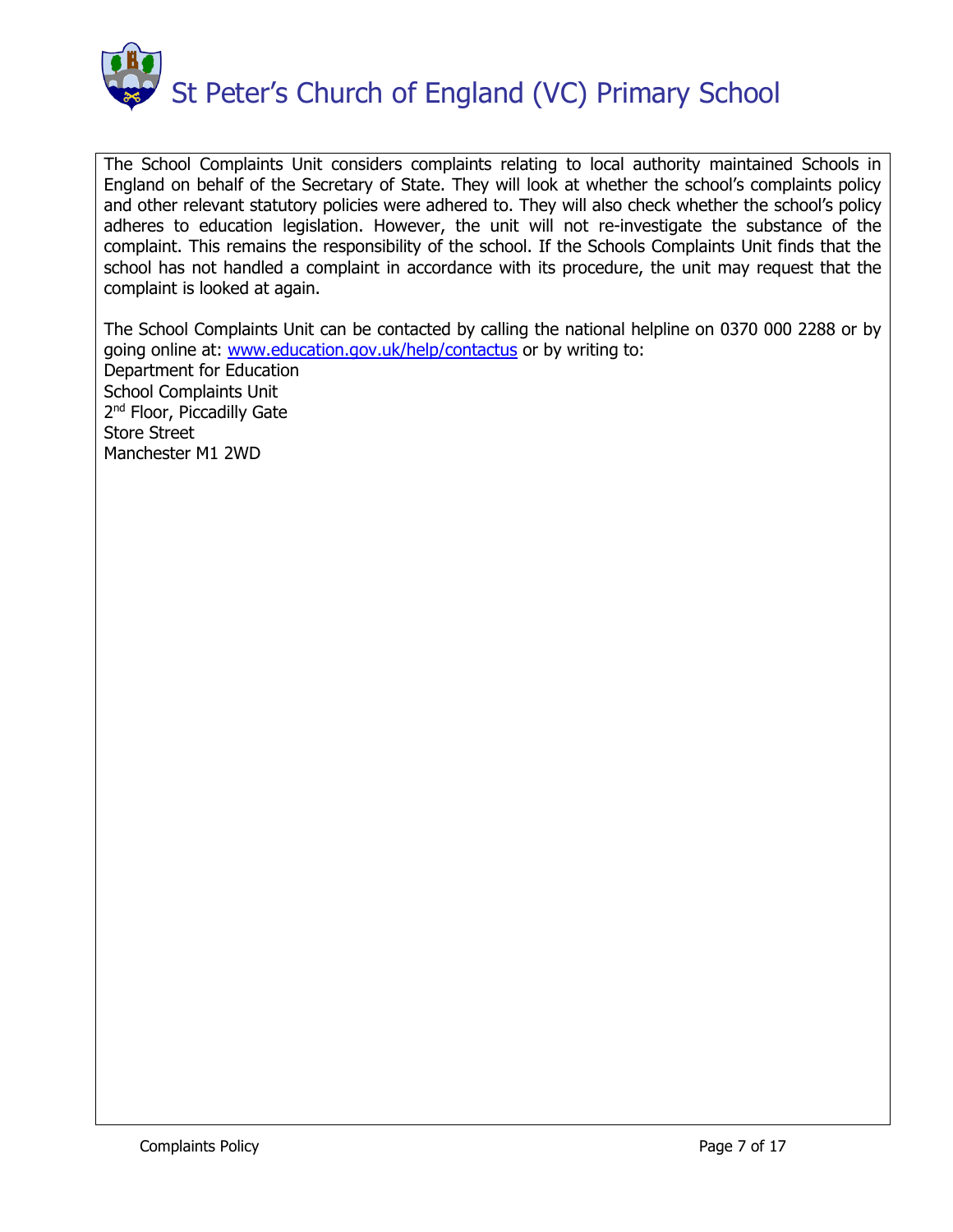The School Complaints Unit considers complaints relating to local authority maintained Schools in England on behalf of the Secretary of State. They will look at whether the school's complaints policy and other relevant statutory policies were adhered to. They will also check whether the school's policy adheres to education legislation. However, the unit will not re-investigate the substance of the complaint. This remains the responsibility of the school. If the Schools Complaints Unit finds that the school has not handled a complaint in accordance with its procedure, the unit may request that the complaint is looked at again.

The School Complaints Unit can be contacted by calling the national helpline on 0370 000 2288 or by going online at: www.education.gov.uk/help/contactus or by writing to:
Department for Education
School Complaints Unit
2nd Floor, Piccadilly Gate
Store Street
Manchester M1 2WD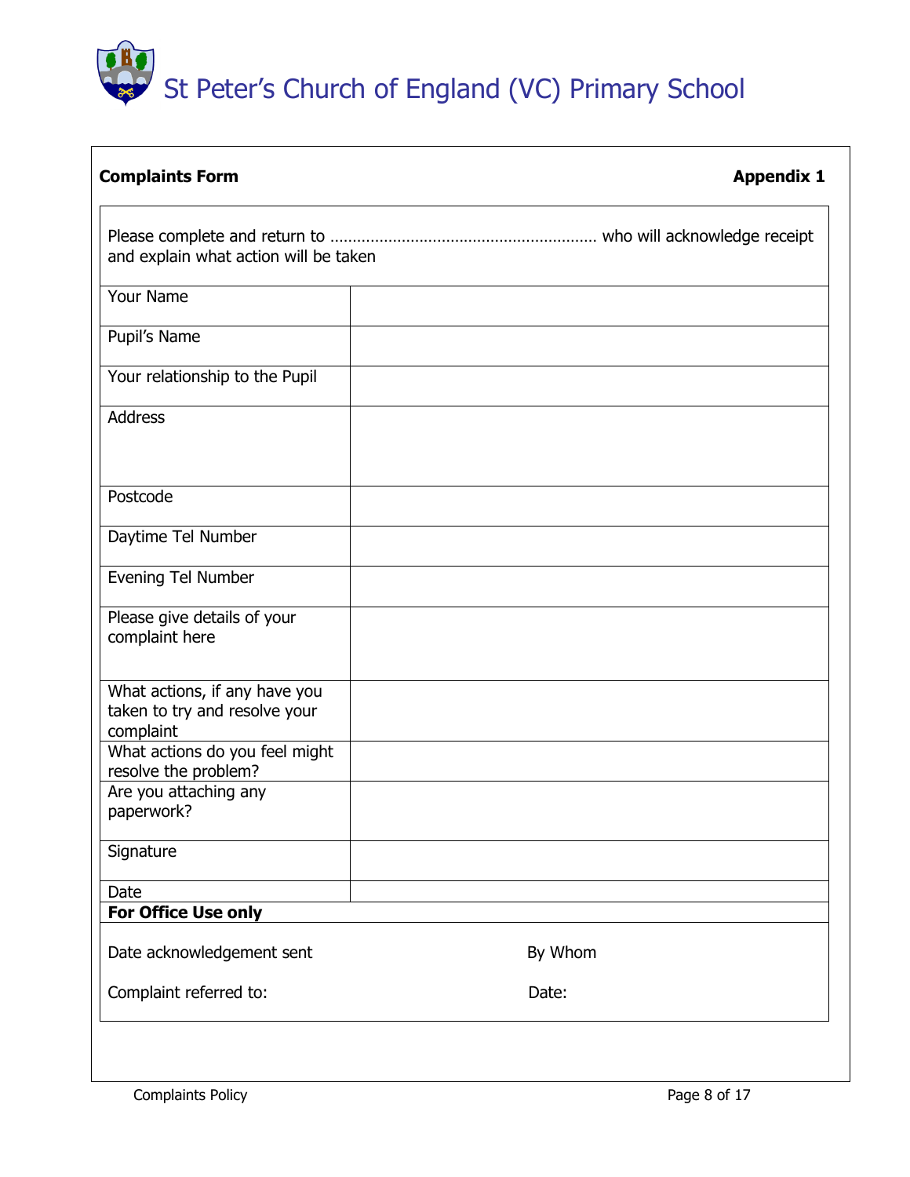# St Peter's Church of England (VC) Primary School

**Complaints Form** **Appendix 1**

Please complete and return to ………………………………………………… who will acknowledge receipt and explain what action will be taken

| Field | Response |
|---|---|
| Your Name | |
| Pupil's Name | |
| Your relationship to the Pupil | |
| Address | |
| Postcode | |
| Daytime Tel Number | |
| Evening Tel Number | |
| Please give details of your complaint here | |
| What actions, if any have you taken to try and resolve your complaint | |
| What actions do you feel might resolve the problem? | |
| Are you attaching any paperwork? | |
| Signature | |
| Date | |

**For Office Use only**

| | |
|---|---|
| Date acknowledgement sent | By Whom |
| Complaint referred to: | Date: |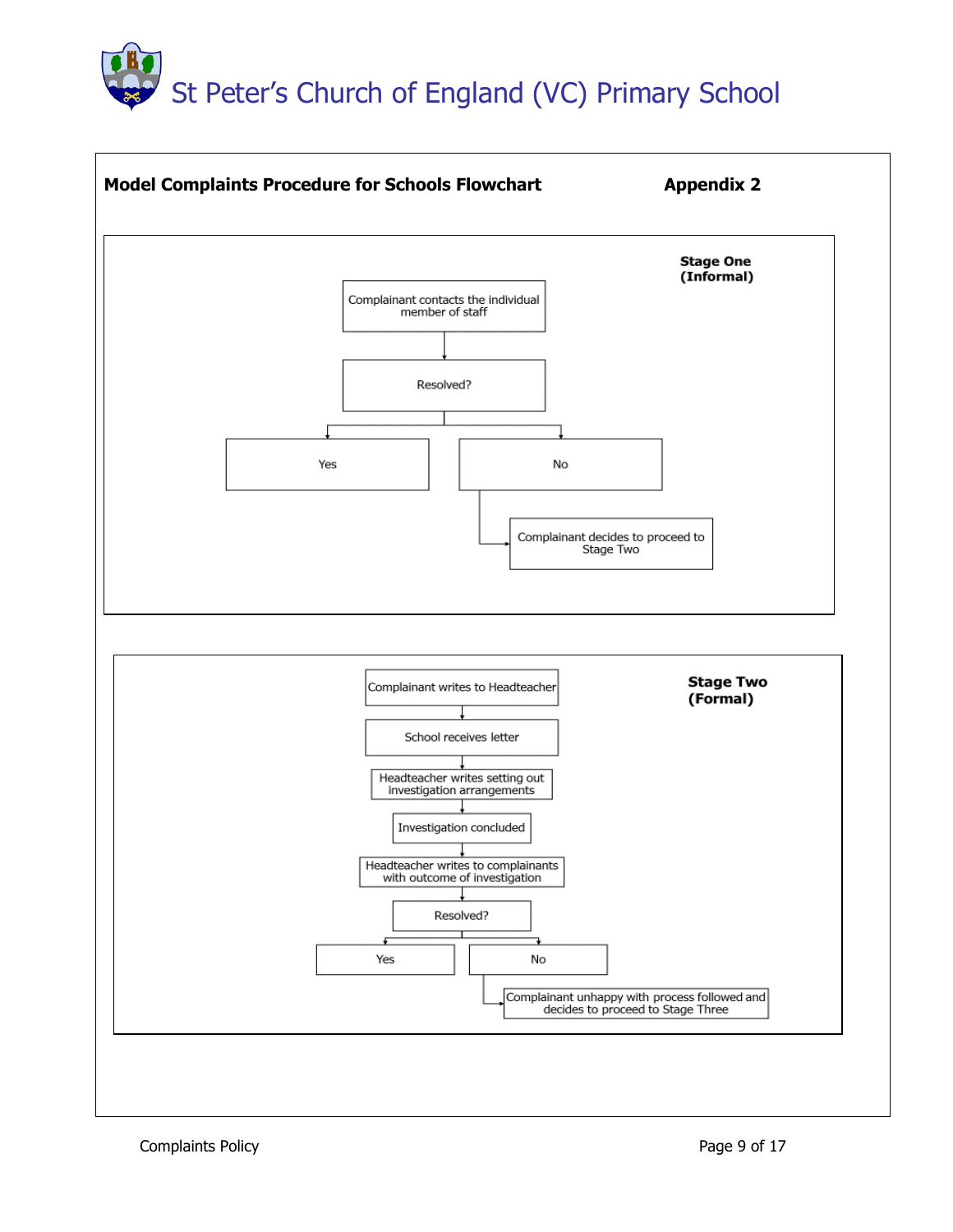**Model Complaints Procedure for Schools Flowchart** **Appendix 2**

**Stage One (Informal)**

Complainant contacts the individual member of staff

Resolved?

Yes

No

Complainant decides to proceed to Stage Two

**Stage Two (Formal)**

Complainant writes to Headteacher

School receives letter

Headteacher writes setting out investigation arrangements

Investigation concluded

Headteacher writes to complainants with outcome of investigation

Resolved?

Yes

No

Complainant unhappy with process followed and decides to proceed to Stage Three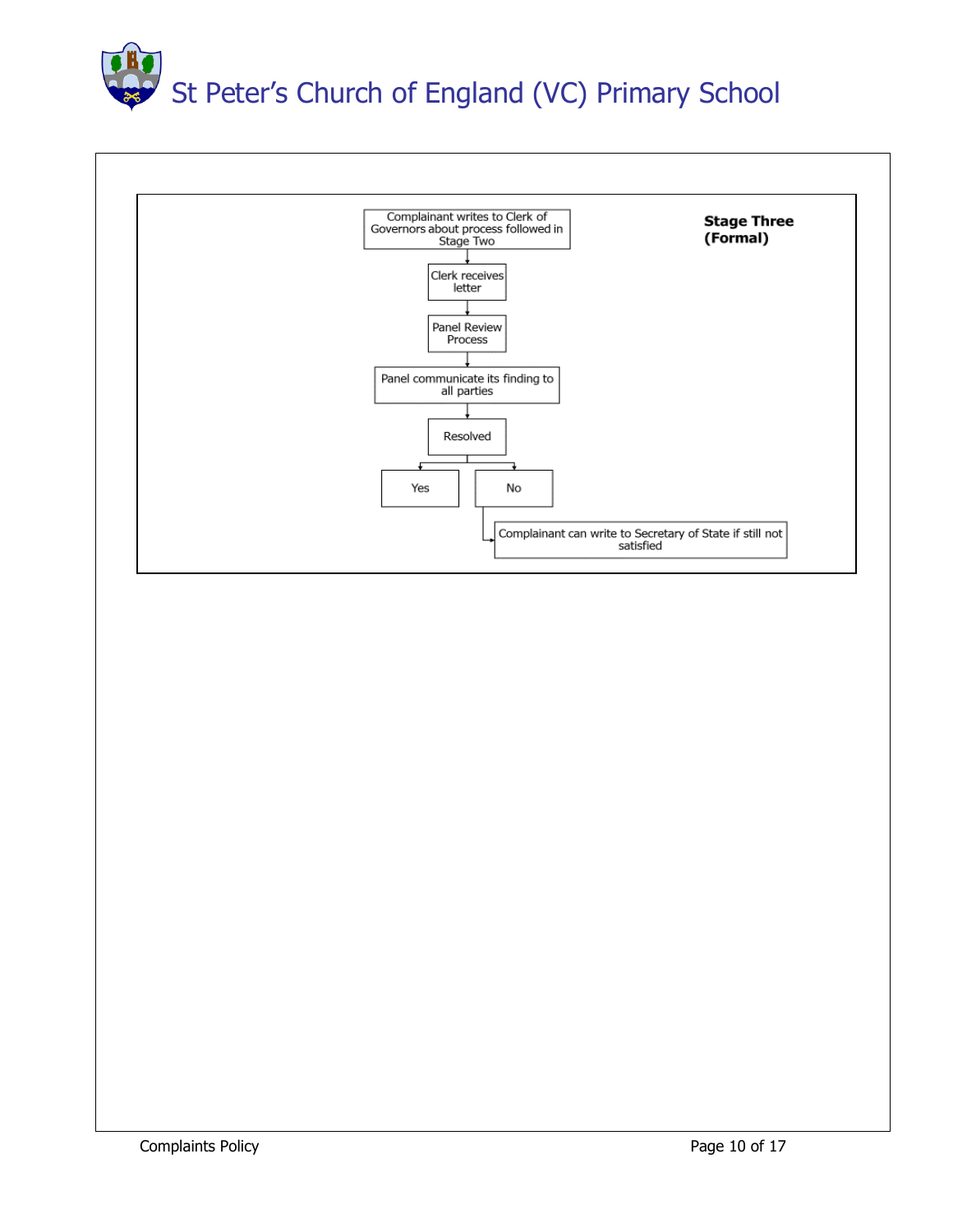**Stage Three (Formal)**

Complainant writes to Clerk of Governors about process followed in Stage Two

↓

Clerk receives letter

↓

Panel Review Process

↓

Panel communicate its finding to all parties

↓

Resolved

- Yes
- No → Complainant can write to Secretary of State if still not satisfied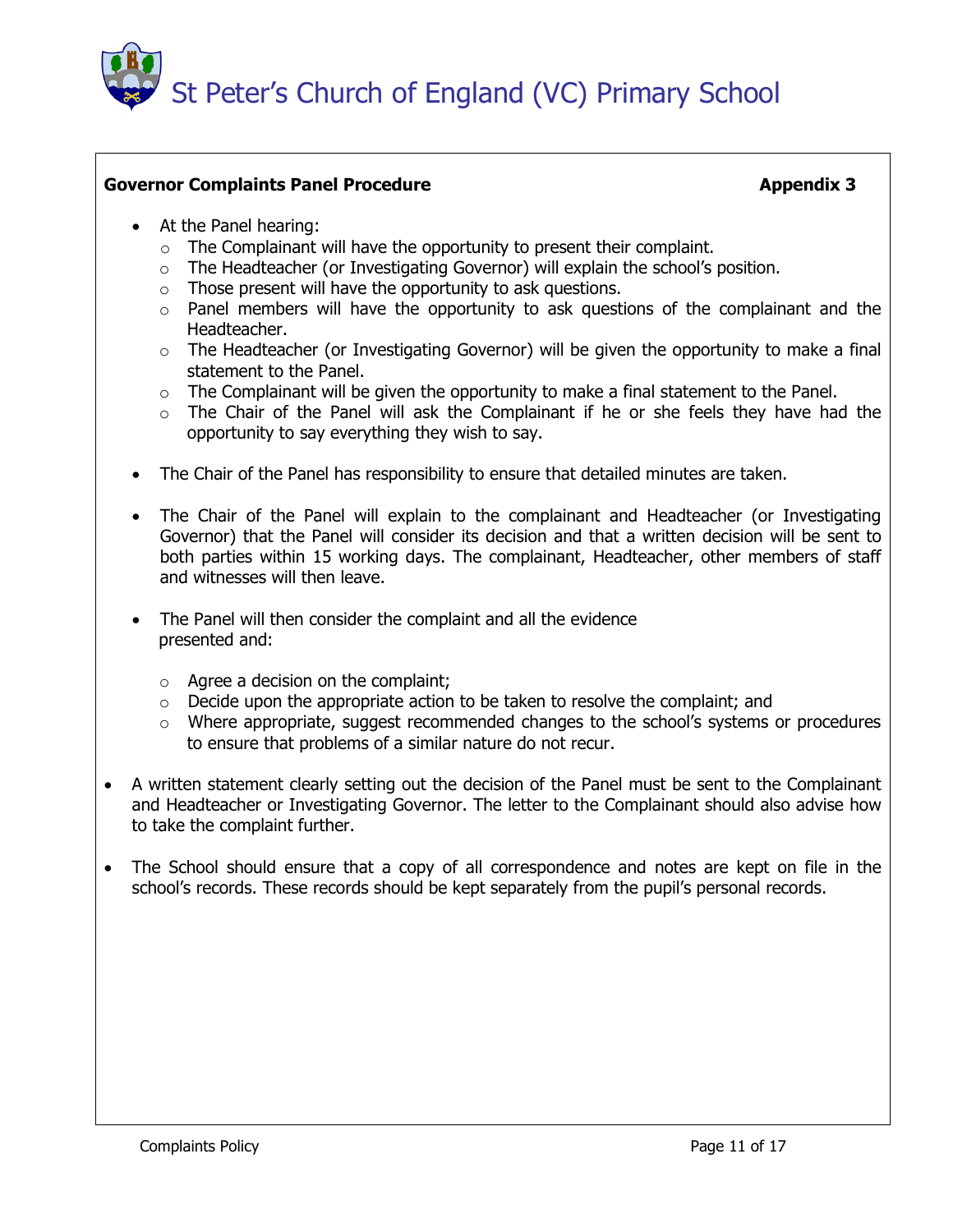**Governor Complaints Panel Procedure** **Appendix 3**

- At the Panel hearing:
  - The Complainant will have the opportunity to present their complaint.
  - The Headteacher (or Investigating Governor) will explain the school's position.
  - Those present will have the opportunity to ask questions.
  - Panel members will have the opportunity to ask questions of the complainant and the Headteacher.
  - The Headteacher (or Investigating Governor) will be given the opportunity to make a final statement to the Panel.
  - The Complainant will be given the opportunity to make a final statement to the Panel.
  - The Chair of the Panel will ask the Complainant if he or she feels they have had the opportunity to say everything they wish to say.

- The Chair of the Panel has responsibility to ensure that detailed minutes are taken.

- The Chair of the Panel will explain to the complainant and Headteacher (or Investigating Governor) that the Panel will consider its decision and that a written decision will be sent to both parties within 15 working days. The complainant, Headteacher, other members of staff and witnesses will then leave.

- The Panel will then consider the complaint and all the evidence presented and:

  - Agree a decision on the complaint;
  - Decide upon the appropriate action to be taken to resolve the complaint; and
  - Where appropriate, suggest recommended changes to the school's systems or procedures to ensure that problems of a similar nature do not recur.

- A written statement clearly setting out the decision of the Panel must be sent to the Complainant and Headteacher or Investigating Governor. The letter to the Complainant should also advise how to take the complaint further.

- The School should ensure that a copy of all correspondence and notes are kept on file in the school's records. These records should be kept separately from the pupil's personal records.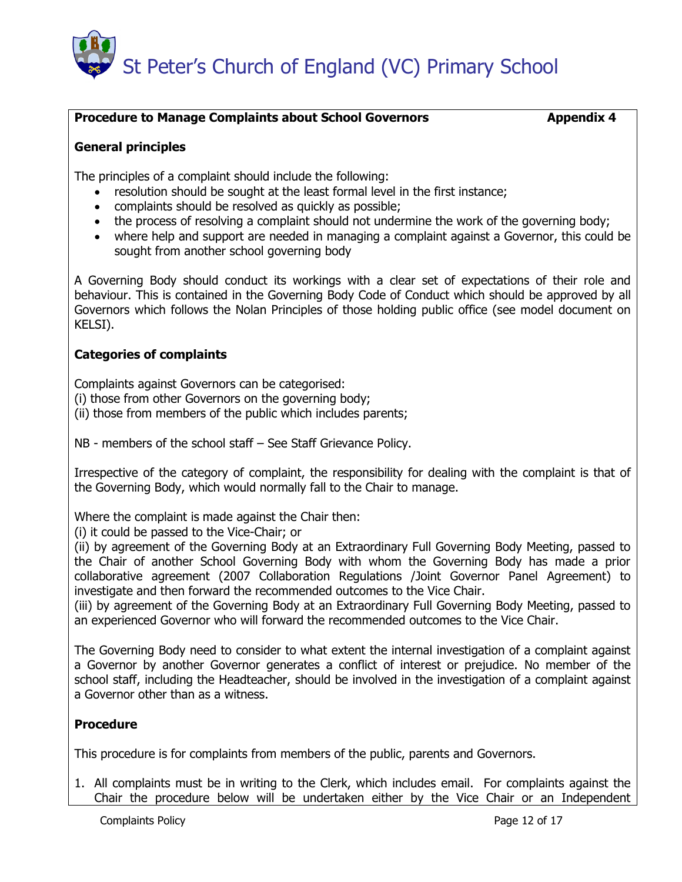**Procedure to Manage Complaints about School Governors** **Appendix 4**

**General principles**

The principles of a complaint should include the following:

- resolution should be sought at the least formal level in the first instance;
- complaints should be resolved as quickly as possible;
- the process of resolving a complaint should not undermine the work of the governing body;
- where help and support are needed in managing a complaint against a Governor, this could be sought from another school governing body

A Governing Body should conduct its workings with a clear set of expectations of their role and behaviour. This is contained in the Governing Body Code of Conduct which should be approved by all Governors which follows the Nolan Principles of those holding public office (see model document on KELSI).

**Categories of complaints**

Complaints against Governors can be categorised:
(i) those from other Governors on the governing body;
(ii) those from members of the public which includes parents;

NB - members of the school staff – See Staff Grievance Policy.

Irrespective of the category of complaint, the responsibility for dealing with the complaint is that of the Governing Body, which would normally fall to the Chair to manage.

Where the complaint is made against the Chair then:
(i) it could be passed to the Vice-Chair; or
(ii) by agreement of the Governing Body at an Extraordinary Full Governing Body Meeting, passed to the Chair of another School Governing Body with whom the Governing Body has made a prior collaborative agreement (2007 Collaboration Regulations /Joint Governor Panel Agreement) to investigate and then forward the recommended outcomes to the Vice Chair.
(iii) by agreement of the Governing Body at an Extraordinary Full Governing Body Meeting, passed to an experienced Governor who will forward the recommended outcomes to the Vice Chair.

The Governing Body need to consider to what extent the internal investigation of a complaint against a Governor by another Governor generates a conflict of interest or prejudice. No member of the school staff, including the Headteacher, should be involved in the investigation of a complaint against a Governor other than as a witness.

**Procedure**

This procedure is for complaints from members of the public, parents and Governors.

1. All complaints must be in writing to the Clerk, which includes email. For complaints against the Chair the procedure below will be undertaken either by the Vice Chair or an Independent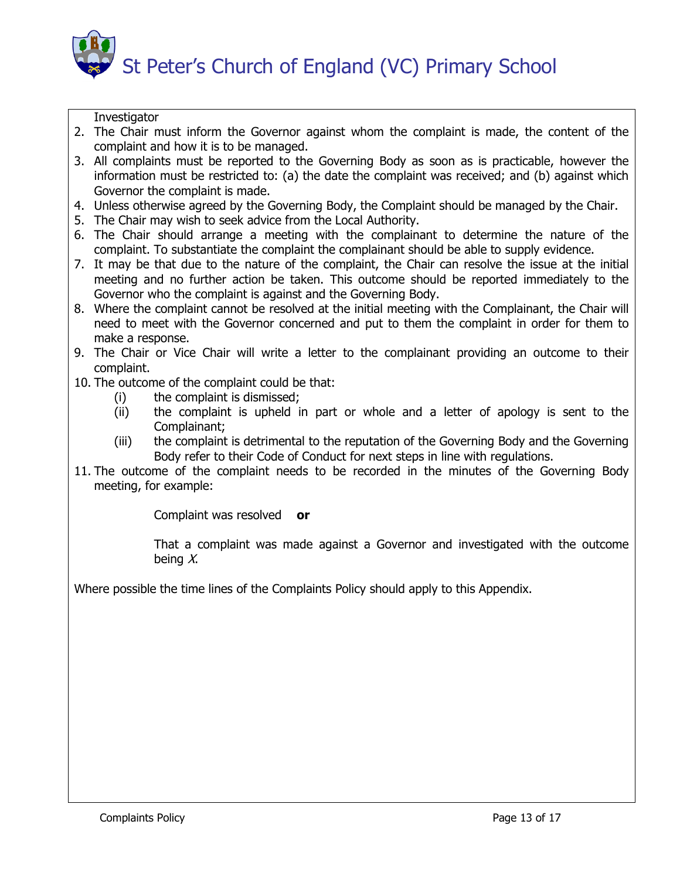Investigator

2. The Chair must inform the Governor against whom the complaint is made, the content of the complaint and how it is to be managed.
3. All complaints must be reported to the Governing Body as soon as is practicable, however the information must be restricted to: (a) the date the complaint was received; and (b) against which Governor the complaint is made.
4. Unless otherwise agreed by the Governing Body, the Complaint should be managed by the Chair.
5. The Chair may wish to seek advice from the Local Authority.
6. The Chair should arrange a meeting with the complainant to determine the nature of the complaint. To substantiate the complaint the complainant should be able to supply evidence.
7. It may be that due to the nature of the complaint, the Chair can resolve the issue at the initial meeting and no further action be taken. This outcome should be reported immediately to the Governor who the complaint is against and the Governing Body.
8. Where the complaint cannot be resolved at the initial meeting with the Complainant, the Chair will need to meet with the Governor concerned and put to them the complaint in order for them to make a response.
9. The Chair or Vice Chair will write a letter to the complainant providing an outcome to their complaint.
10. The outcome of the complaint could be that:
    - (i) the complaint is dismissed;
    - (ii) the complaint is upheld in part or whole and a letter of apology is sent to the Complainant;
    - (iii) the complaint is detrimental to the reputation of the Governing Body and the Governing Body refer to their Code of Conduct for next steps in line with regulations.
11. The outcome of the complaint needs to be recorded in the minutes of the Governing Body meeting, for example:

    Complaint was resolved **or**

    That a complaint was made against a Governor and investigated with the outcome being *X*.

Where possible the time lines of the Complaints Policy should apply to this Appendix.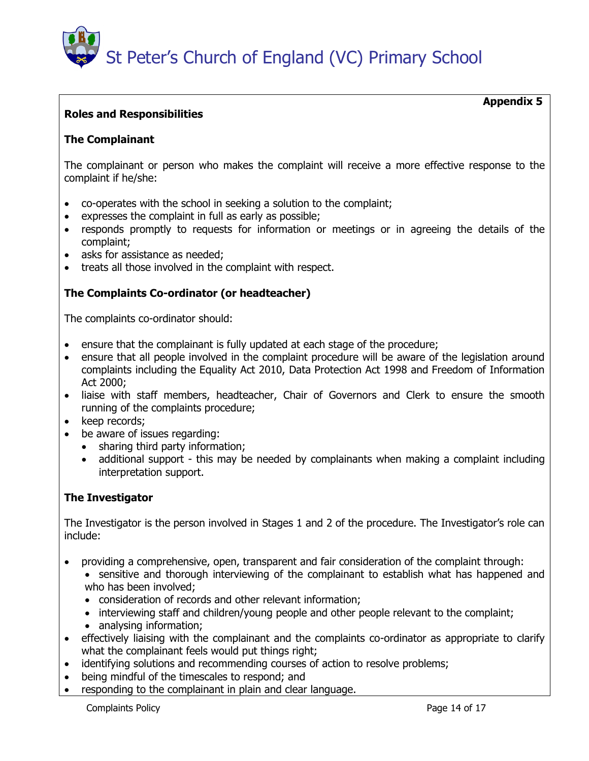**Appendix 5**

**Roles and Responsibilities**

**The Complainant**

The complainant or person who makes the complaint will receive a more effective response to the complaint if he/she:

- co-operates with the school in seeking a solution to the complaint;
- expresses the complaint in full as early as possible;
- responds promptly to requests for information or meetings or in agreeing the details of the complaint;
- asks for assistance as needed;
- treats all those involved in the complaint with respect.

**The Complaints Co-ordinator (or headteacher)**

The complaints co-ordinator should:

- ensure that the complainant is fully updated at each stage of the procedure;
- ensure that all people involved in the complaint procedure will be aware of the legislation around complaints including the Equality Act 2010, Data Protection Act 1998 and Freedom of Information Act 2000;
- liaise with staff members, headteacher, Chair of Governors and Clerk to ensure the smooth running of the complaints procedure;
- keep records;
- be aware of issues regarding:
  - sharing third party information;
  - additional support - this may be needed by complainants when making a complaint including interpretation support.

**The Investigator**

The Investigator is the person involved in Stages 1 and 2 of the procedure. The Investigator's role can include:

- providing a comprehensive, open, transparent and fair consideration of the complaint through:
  - sensitive and thorough interviewing of the complainant to establish what has happened and who has been involved;
  - consideration of records and other relevant information;
  - interviewing staff and children/young people and other people relevant to the complaint;
  - analysing information;
- effectively liaising with the complainant and the complaints co-ordinator as appropriate to clarify what the complainant feels would put things right;
- identifying solutions and recommending courses of action to resolve problems;
- being mindful of the timescales to respond; and
- responding to the complainant in plain and clear language.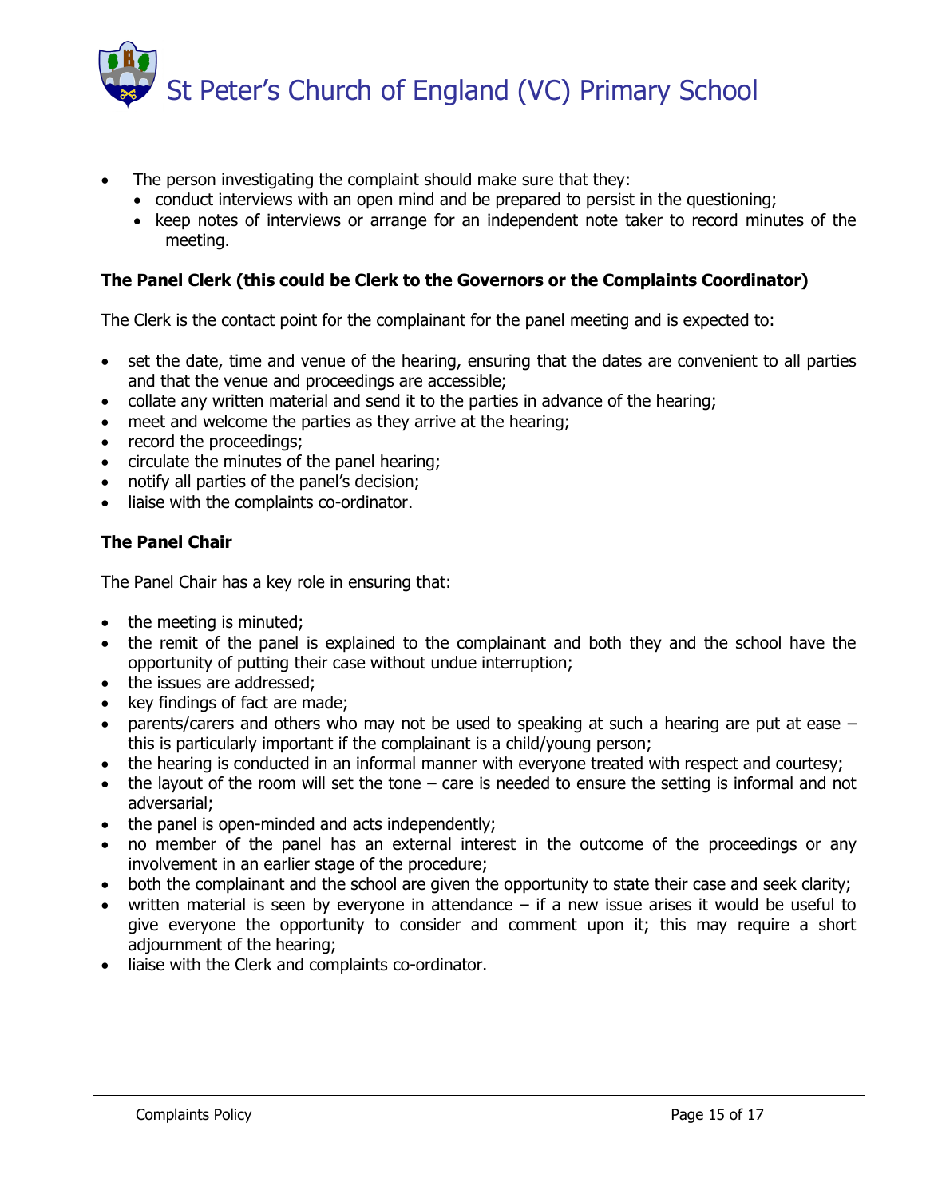- The person investigating the complaint should make sure that they:
  - conduct interviews with an open mind and be prepared to persist in the questioning;
  - keep notes of interviews or arrange for an independent note taker to record minutes of the meeting.

**The Panel Clerk (this could be Clerk to the Governors or the Complaints Coordinator)**

The Clerk is the contact point for the complainant for the panel meeting and is expected to:

- set the date, time and venue of the hearing, ensuring that the dates are convenient to all parties and that the venue and proceedings are accessible;
- collate any written material and send it to the parties in advance of the hearing;
- meet and welcome the parties as they arrive at the hearing;
- record the proceedings;
- circulate the minutes of the panel hearing;
- notify all parties of the panel's decision;
- liaise with the complaints co-ordinator.

**The Panel Chair**

The Panel Chair has a key role in ensuring that:

- the meeting is minuted;
- the remit of the panel is explained to the complainant and both they and the school have the opportunity of putting their case without undue interruption;
- the issues are addressed;
- key findings of fact are made;
- parents/carers and others who may not be used to speaking at such a hearing are put at ease – this is particularly important if the complainant is a child/young person;
- the hearing is conducted in an informal manner with everyone treated with respect and courtesy;
- the layout of the room will set the tone – care is needed to ensure the setting is informal and not adversarial;
- the panel is open-minded and acts independently;
- no member of the panel has an external interest in the outcome of the proceedings or any involvement in an earlier stage of the procedure;
- both the complainant and the school are given the opportunity to state their case and seek clarity;
- written material is seen by everyone in attendance – if a new issue arises it would be useful to give everyone the opportunity to consider and comment upon it; this may require a short adjournment of the hearing;
- liaise with the Clerk and complaints co-ordinator.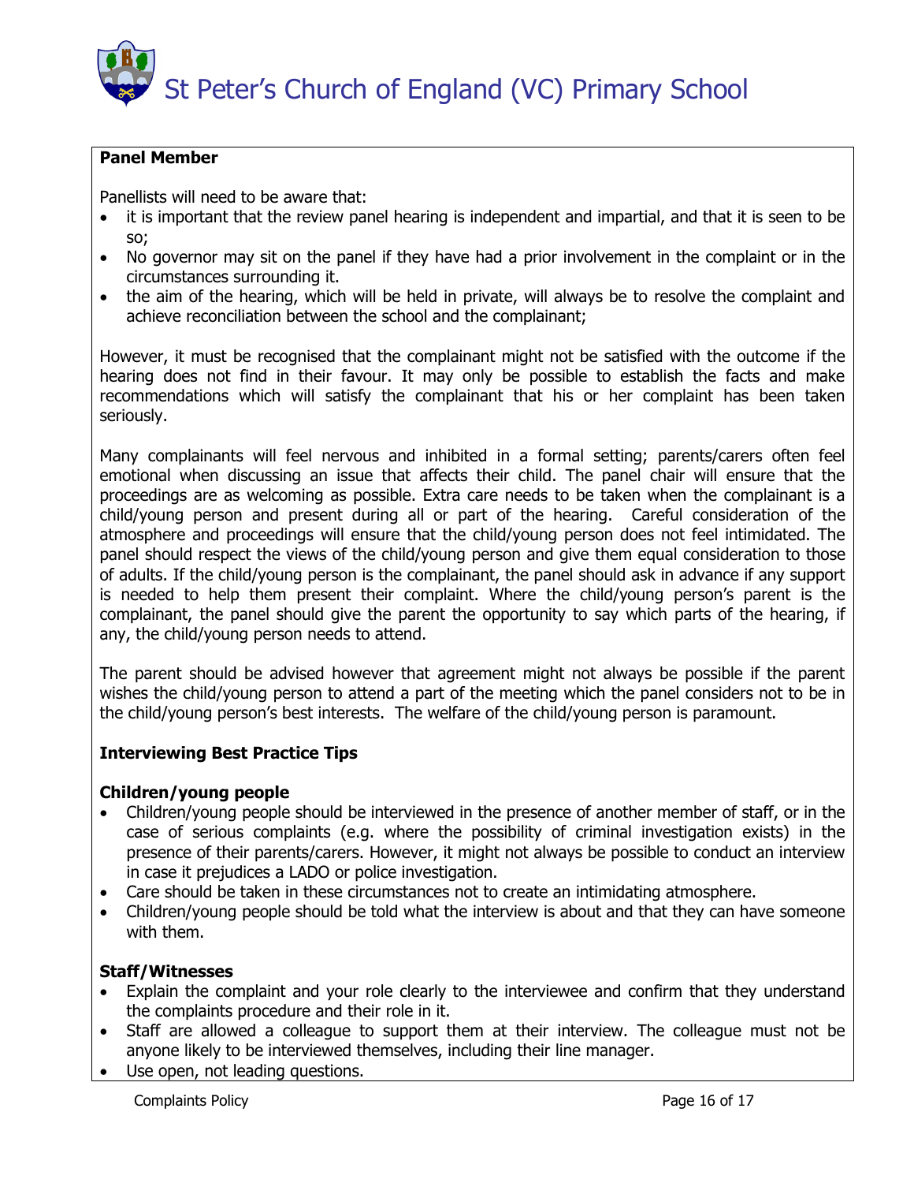**Panel Member**

Panellists will need to be aware that:

- it is important that the review panel hearing is independent and impartial, and that it is seen to be so;
- No governor may sit on the panel if they have had a prior involvement in the complaint or in the circumstances surrounding it.
- the aim of the hearing, which will be held in private, will always be to resolve the complaint and achieve reconciliation between the school and the complainant;

However, it must be recognised that the complainant might not be satisfied with the outcome if the hearing does not find in their favour. It may only be possible to establish the facts and make recommendations which will satisfy the complainant that his or her complaint has been taken seriously.

Many complainants will feel nervous and inhibited in a formal setting; parents/carers often feel emotional when discussing an issue that affects their child. The panel chair will ensure that the proceedings are as welcoming as possible. Extra care needs to be taken when the complainant is a child/young person and present during all or part of the hearing. Careful consideration of the atmosphere and proceedings will ensure that the child/young person does not feel intimidated. The panel should respect the views of the child/young person and give them equal consideration to those of adults. If the child/young person is the complainant, the panel should ask in advance if any support is needed to help them present their complaint. Where the child/young person's parent is the complainant, the panel should give the parent the opportunity to say which parts of the hearing, if any, the child/young person needs to attend.

The parent should be advised however that agreement might not always be possible if the parent wishes the child/young person to attend a part of the meeting which the panel considers not to be in the child/young person's best interests. The welfare of the child/young person is paramount.

**Interviewing Best Practice Tips**

**Children/young people**

- Children/young people should be interviewed in the presence of another member of staff, or in the case of serious complaints (e.g. where the possibility of criminal investigation exists) in the presence of their parents/carers. However, it might not always be possible to conduct an interview in case it prejudices a LADO or police investigation.
- Care should be taken in these circumstances not to create an intimidating atmosphere.
- Children/young people should be told what the interview is about and that they can have someone with them.

**Staff/Witnesses**

- Explain the complaint and your role clearly to the interviewee and confirm that they understand the complaints procedure and their role in it.
- Staff are allowed a colleague to support them at their interview. The colleague must not be anyone likely to be interviewed themselves, including their line manager.
- Use open, not leading questions.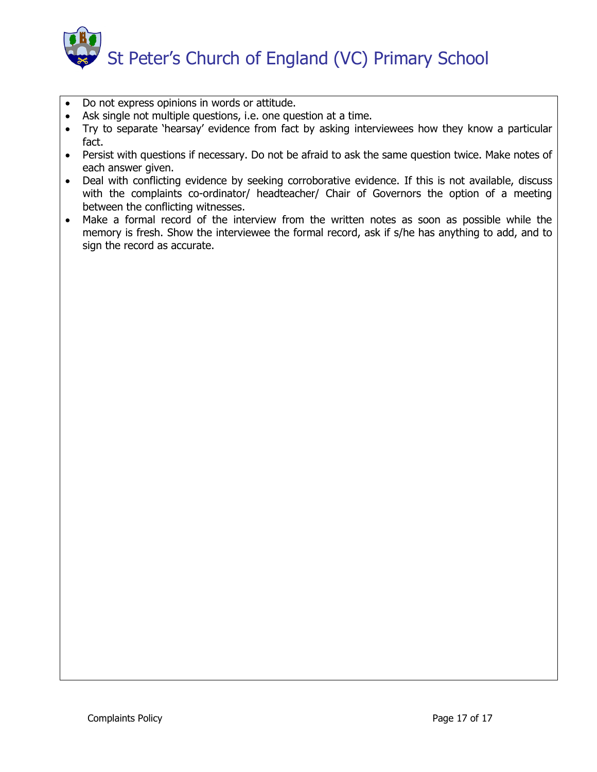- Do not express opinions in words or attitude.
- Ask single not multiple questions, i.e. one question at a time.
- Try to separate 'hearsay' evidence from fact by asking interviewees how they know a particular fact.
- Persist with questions if necessary. Do not be afraid to ask the same question twice. Make notes of each answer given.
- Deal with conflicting evidence by seeking corroborative evidence. If this is not available, discuss with the complaints co-ordinator/ headteacher/ Chair of Governors the option of a meeting between the conflicting witnesses.
- Make a formal record of the interview from the written notes as soon as possible while the memory is fresh. Show the interviewee the formal record, ask if s/he has anything to add, and to sign the record as accurate.